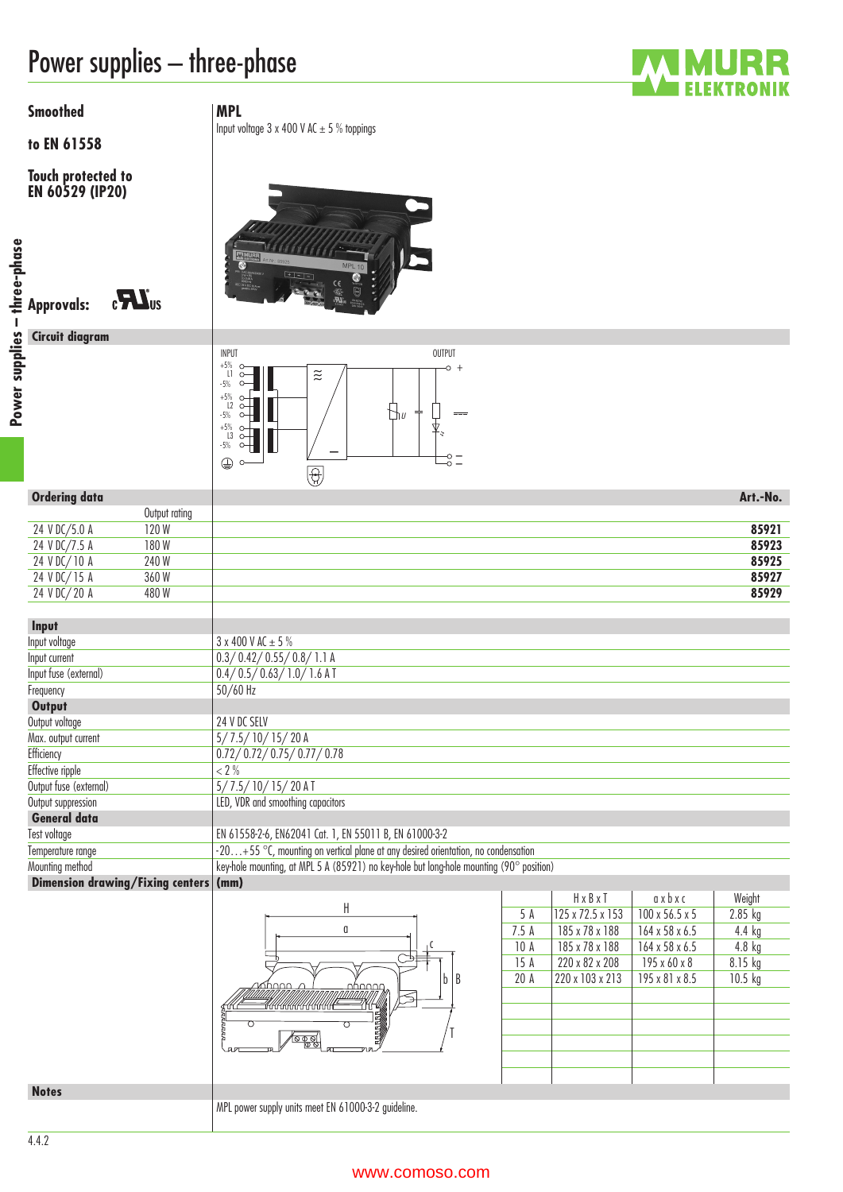# Power supplies – three-phase

**Smoothed**

**to EN 61558**

**Touch protected to EN 60529 (IP20)**

**Approvals:** c UL us

## MPL

Input voltage 3 x 400 V AC ± 5 % toppings

### Circuit diagram

INPUT
+5% L1 -5%
+5% L2 -5%
+5% L3 -5%

OUTPUT
+
U
–

### Ordering data

| | Output rating | Art.-No. |
|---|---|---|
| 24 V DC/5.0 A | 120 W | **85921** |
| 24 V DC/7.5 A | 180 W | **85923** |
| 24 V DC/ 10 A | 240 W | **85925** |
| 24 V DC/ 15 A | 360 W | **85927** |
| 24 V DC/ 20 A | 480 W | **85929** |

| | |
|---|---|
| **Input** | |
| Input voltage | 3 x 400 V AC ± 5 % |
| Input current | 0.3/ 0.42/ 0.55/ 0.8/ 1.1 A |
| Input fuse (external) | 0.4/ 0.5/ 0.63/ 1.0/ 1.6 A T |
| Frequency | 50/60 Hz |
| **Output** | |
| Output voltage | 24 V DC SELV |
| Max. output current | 5/ 7.5/ 10/ 15/ 20 A |
| Efficiency | 0.72/ 0.72/ 0.75/ 0.77/ 0.78 |
| Effective ripple | < 2 % |
| Output fuse (external) | 5/ 7.5/ 10/ 15/ 20 A T |
| Output suppression | LED, VDR and smoothing capacitors |
| **General data** | |
| Test voltage | EN 61558-2-6, EN62041 Cat. 1, EN 55011 B, EN 61000-3-2 |
| Temperature range | -20…+55 °C, mounting on vertical plane at any desired orientation, no condensation |
| Mounting method | key-hole mounting, at MPL 5 A (85921) no key-hole but long-hole mounting (90° position) |

### Dimension drawing/Fixing centers (mm)

H, a, c, b, B, T

| | H x B x T | a x b x c | Weight |
|---|---|---|---|
| 5 A | 125 x 72.5 x 153 | 100 x 56.5 x 5 | 2.85 kg |
| 7.5 A | 185 x 78 x 188 | 164 x 58 x 6.5 | 4.4 kg |
| 10 A | 185 x 78 x 188 | 164 x 58 x 6.5 | 4.8 kg |
| 15 A | 220 x 82 x 208 | 195 x 60 x 8 | 8.15 kg |
| 20 A | 220 x 103 x 213 | 195 x 81 x 8.5 | 10.5 kg |

### Notes

MPL power supply units meet EN 61000-3-2 guideline.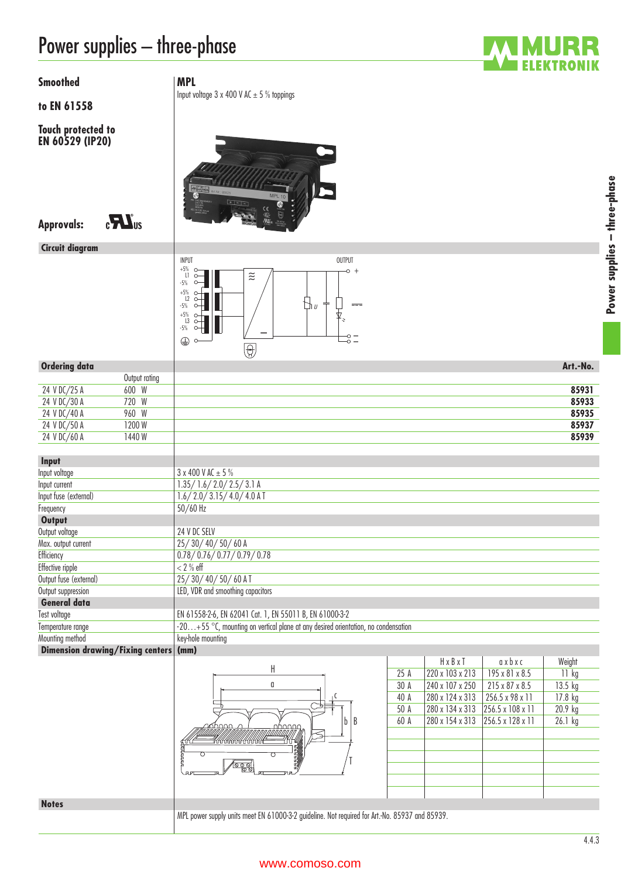# Power supplies – three-phase

**Smoothed**

**to EN 61558**

**Touch protected to EN 60529 (IP20)**

**Approvals:** cULus

## MPL

Input voltage 3 x 400 V AC ± 5 % toppings

## Circuit diagram

INPUT
+5% L1 -5%
+5% L2 -5%
+5% L3 -5%

OUTPUT
+
U
–

## Ordering data

| | Output rating | Art.-No. |
|---|---|---|
| 24 V DC/25 A | 600 W | **85931** |
| 24 V DC/30 A | 720 W | **85933** |
| 24 V DC/40 A | 960 W | **85935** |
| 24 V DC/50 A | 1200 W | **85937** |
| 24 V DC/60 A | 1440 W | **85939** |

| | |
|---|---|
| **Input** | |
| Input voltage | 3 x 400 V AC ± 5 % |
| Input current | 1.35/ 1.6/ 2.0/ 2.5/ 3.1 A |
| Input fuse (external) | 1.6/ 2.0/ 3.15/ 4.0/ 4.0 A T |
| Frequency | 50/60 Hz |
| **Output** | |
| Output voltage | 24 V DC SELV |
| Max. output current | 25/ 30/ 40/ 50/ 60 A |
| Efficiency | 0.78/ 0.76/ 0.77/ 0.79/ 0.78 |
| Effective ripple | < 2 % eff |
| Output fuse (external) | 25/ 30/ 40/ 50/ 60 A T |
| Output suppression | LED, VDR and smoothing capacitors |
| **General data** | |
| Test voltage | EN 61558-2-6, EN 62041 Cat. 1, EN 55011 B, EN 61000-3-2 |
| Temperature range | -20…+55 °C, mounting on vertical plane at any desired orientation, no condensation |
| Mounting method | key-hole mounting |

## Dimension drawing/Fixing centers (mm)

H
a
c
b
B
T

| | H x B x T | a x b x c | Weight |
|---|---|---|---|
| 25 A | 220 x 103 x 213 | 195 x 81 x 8.5 | 11 kg |
| 30 A | 240 x 107 x 250 | 215 x 87 x 8.5 | 13.5 kg |
| 40 A | 280 x 124 x 313 | 256.5 x 98 x 11 | 17.8 kg |
| 50 A | 280 x 134 x 313 | 256.5 x 108 x 11 | 20.9 kg |
| 60 A | 280 x 154 x 313 | 256.5 x 128 x 11 | 26.1 kg |

## Notes

MPL power supply units meet EN 61000-3-2 guideline. Not required for Art.-No. 85937 and 85939.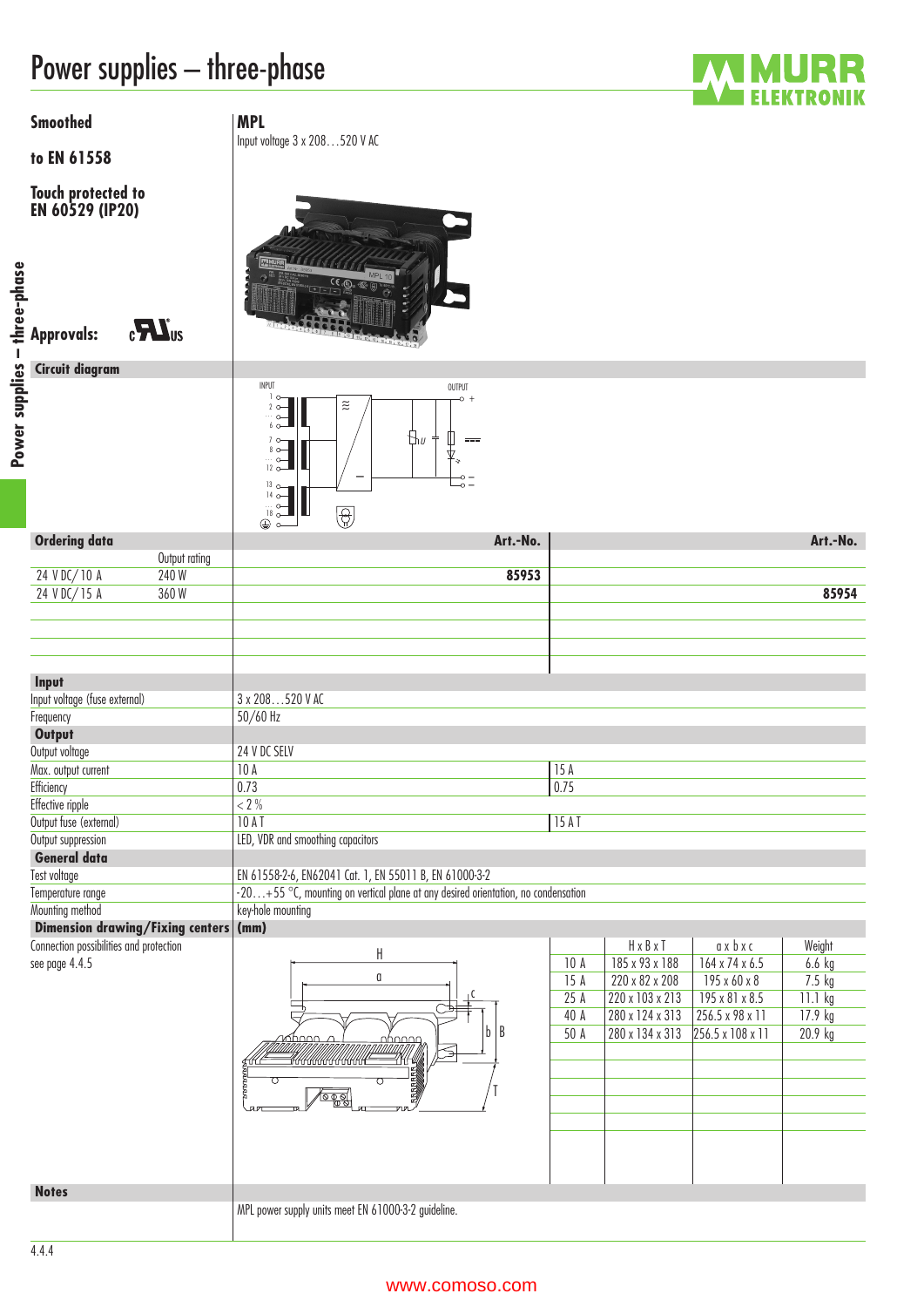# Power supplies – three-phase

**Smoothed**

**to EN 61558**

**Touch protected to EN 60529 (IP20)**

**Approvals:** cULus

## MPL

Input voltage 3 x 208…520 V AC

### Circuit diagram

INPUT
1
2
6
7
8
12
13
14
18

OUTPUT
+
U
–
–

### Ordering data

| | Output rating | Art.-No. | Art.-No. |
|---|---|---|---|
| 24 V DC/10 A | 240 W | 85953 | |
| 24 V DC/15 A | 360 W | | 85954 |

| | | |
|---|---|---|
| **Input** | | |
| Input voltage (fuse external) | 3 x 208…520 V AC | |
| Frequency | 50/60 Hz | |
| **Output** | | |
| Output voltage | 24 V DC SELV | |
| Max. output current | 10 A | 15 A |
| Efficiency | 0.73 | 0.75 |
| Effective ripple | < 2 % | |
| Output fuse (external) | 10 A T | 15 A T |
| Output suppression | LED, VDR and smoothing capacitors | |
| **General data** | | |
| Test voltage | EN 61558-2-6, EN62041 Cat. 1, EN 55011 B, EN 61000-3-2 | |
| Temperature range | -20…+55 °C, mounting on vertical plane at any desired orientation, no condensation | |
| Mounting method | key-hole mounting | |

### Dimension drawing/Fixing centers (mm)

Connection possibilities and protection see page 4.4.5

H
a
c
b
B
T

| | H x B x T | a x b x c | Weight |
|---|---|---|---|
| 10 A | 185 x 93 x 188 | 164 x 74 x 6.5 | 6.6 kg |
| 15 A | 220 x 82 x 208 | 195 x 60 x 8 | 7.5 kg |
| 25 A | 220 x 103 x 213 | 195 x 81 x 8.5 | 11.1 kg |
| 40 A | 280 x 124 x 313 | 256.5 x 98 x 11 | 17.9 kg |
| 50 A | 280 x 134 x 313 | 256.5 x 108 x 11 | 20.9 kg |

### Notes

MPL power supply units meet EN 61000-3-2 guideline.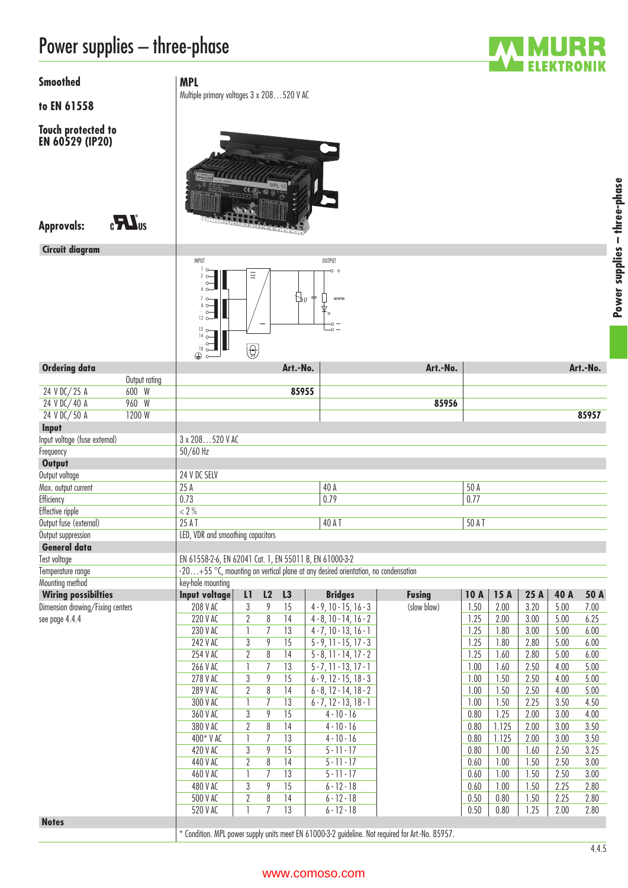# Power supplies – three-phase

**Smoothed**

**to EN 61558**

**Touch protected to EN 60529 (IP20)**

**Approvals:** cULus

**MPL**

Multiple primary voltages 3 x 208…520 V AC

**Circuit diagram**

INPUT
OUTPUT

## Ordering data

| | Output rating | Art.-No. | Art.-No. | Art.-No. |
|---|---|---|---|---|
| 24 V DC/ 25 A | 600 W | 85955 | | |
| 24 V DC/ 40 A | 960 W | | 85956 | |
| 24 V DC/ 50 A | 1200 W | | | 85957 |
| **Input** | | | | |
| Input voltage (fuse external) | | 3 x 208…520 V AC | | |
| Frequency | | 50/60 Hz | | |
| **Output** | | | | |
| Output voltage | | 24 V DC SELV | | |
| Max. output current | | 25 A | 40 A | 50 A |
| Efficiency | | 0.73 | 0.79 | 0.77 |
| Effective ripple | | < 2 % | | |
| Output fuse (external) | | 25 A T | 40 A T | 50 A T |
| Output suppression | | LED, VDR and smoothing capacitors | | |
| **General data** | | | | |
| Test voltage | | EN 61558-2-6, EN 62041 Cat. 1, EN 55011 B, EN 61000-3-2 | | |
| Temperature range | | -20…+55 °C, mounting on vertical plane at any desired orientation, no condensation | | |
| Mounting method | | key-hole mounting | | |

## Wiring possibilities

Dimension drawing/Fixing centers see page 4.4.4

| Input voltage | L1 | L2 | L3 | Bridges | Fusing | 10 A | 15 A | 25 A | 40 A | 50 A |
|---|---|---|---|---|---|---|---|---|---|---|
| 208 V AC | 3 | 9 | 15 | 4 - 9, 10 - 15, 16 - 3 | (slow blow) | 1.50 | 2.00 | 3.20 | 5.00 | 7.00 |
| 220 V AC | 2 | 8 | 14 | 4 - 8, 10 - 14, 16 - 2 | | 1.25 | 2.00 | 3.00 | 5.00 | 6.25 |
| 230 V AC | 1 | 7 | 13 | 4 - 7, 10 - 13, 16 - 1 | | 1.25 | 1.80 | 3.00 | 5.00 | 6.00 |
| 242 V AC | 3 | 9 | 15 | 5 - 9, 11 - 15, 17 - 3 | | 1.25 | 1.80 | 2.80 | 5.00 | 6.00 |
| 254 V AC | 2 | 8 | 14 | 5 - 8, 11 - 14, 17 - 2 | | 1.25 | 1.60 | 2.80 | 5.00 | 6.00 |
| 266 V AC | 1 | 7 | 13 | 5 - 7, 11 - 13, 17 - 1 | | 1.00 | 1.60 | 2.50 | 4.00 | 5.00 |
| 278 V AC | 3 | 9 | 15 | 6 - 9, 12 - 15, 18 - 3 | | 1.00 | 1.50 | 2.50 | 4.00 | 5.00 |
| 289 V AC | 2 | 8 | 14 | 6 - 8, 12 - 14, 18 - 2 | | 1.00 | 1.50 | 2.50 | 4.00 | 5.00 |
| 300 V AC | 1 | 7 | 13 | 6 - 7, 12 - 13, 18 - 1 | | 1.00 | 1.50 | 2.25 | 3.50 | 4.50 |
| 360 V AC | 3 | 9 | 15 | 4 - 10 - 16 | | 0.80 | 1.25 | 2.00 | 3.00 | 4.00 |
| 380 V AC | 2 | 8 | 14 | 4 - 10 - 16 | | 0.80 | 1.125 | 2.00 | 3.00 | 3.50 |
| 400* V AC | 1 | 7 | 13 | 4 - 10 - 16 | | 0.80 | 1.125 | 2.00 | 3.00 | 3.50 |
| 420 V AC | 3 | 9 | 15 | 5 - 11 - 17 | | 0.80 | 1.00 | 1.60 | 2.50 | 3.25 |
| 440 V AC | 2 | 8 | 14 | 5 - 11 - 17 | | 0.60 | 1.00 | 1.50 | 2.50 | 3.00 |
| 460 V AC | 1 | 7 | 13 | 5 - 11 - 17 | | 0.60 | 1.00 | 1.50 | 2.50 | 3.00 |
| 480 V AC | 3 | 9 | 15 | 6 - 12 - 18 | | 0.60 | 1.00 | 1.50 | 2.25 | 2.80 |
| 500 V AC | 2 | 8 | 14 | 6 - 12 - 18 | | 0.50 | 0.80 | 1.50 | 2.25 | 2.80 |
| 520 V AC | 1 | 7 | 13 | 6 - 12 - 18 | | 0.50 | 0.80 | 1.25 | 2.00 | 2.80 |

## Notes

* Condition. MPL power supply units meet EN 61000-3-2 guideline. Not required for Art.-No. 85957.